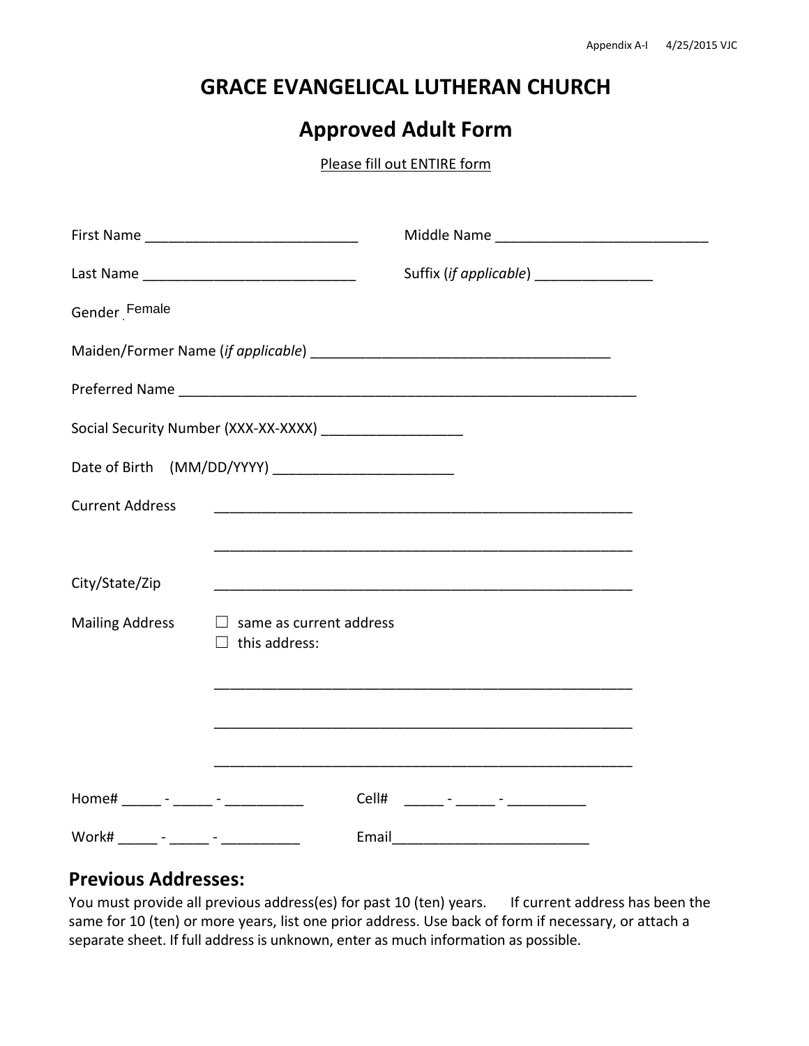# GRACE EVANGELICAL LUTHERAN CHURCH

## Approved Adult Form

Please fill out ENTIRE form

First Name ___________________________ Middle Name ___________________________

Last Name ___________________________ Suffix (*if applicable*) _______________

Gender Female

Maiden/Former Name (*if applicable*) ______________________________________

Preferred Name __________________________________________________________

Social Security Number (XXX-XX-XXXX) __________________

Date of Birth (MM/DD/YYYY) _______________________

Current Address ______________________________________________________

______________________________________________________

City/State/Zip ______________________________________________________

Mailing Address ☐ same as current address
☐ this address:

______________________________________________________

______________________________________________________

______________________________________________________

Home# _____ - _____ - __________ Cell# _____ - _____ - __________

Work# _____ - _____ - __________ Email_________________________

## Previous Addresses:

You must provide all previous address(es) for past 10 (ten) years. If current address has been the same for 10 (ten) or more years, list one prior address. Use back of form if necessary, or attach a separate sheet. If full address is unknown, enter as much information as possible.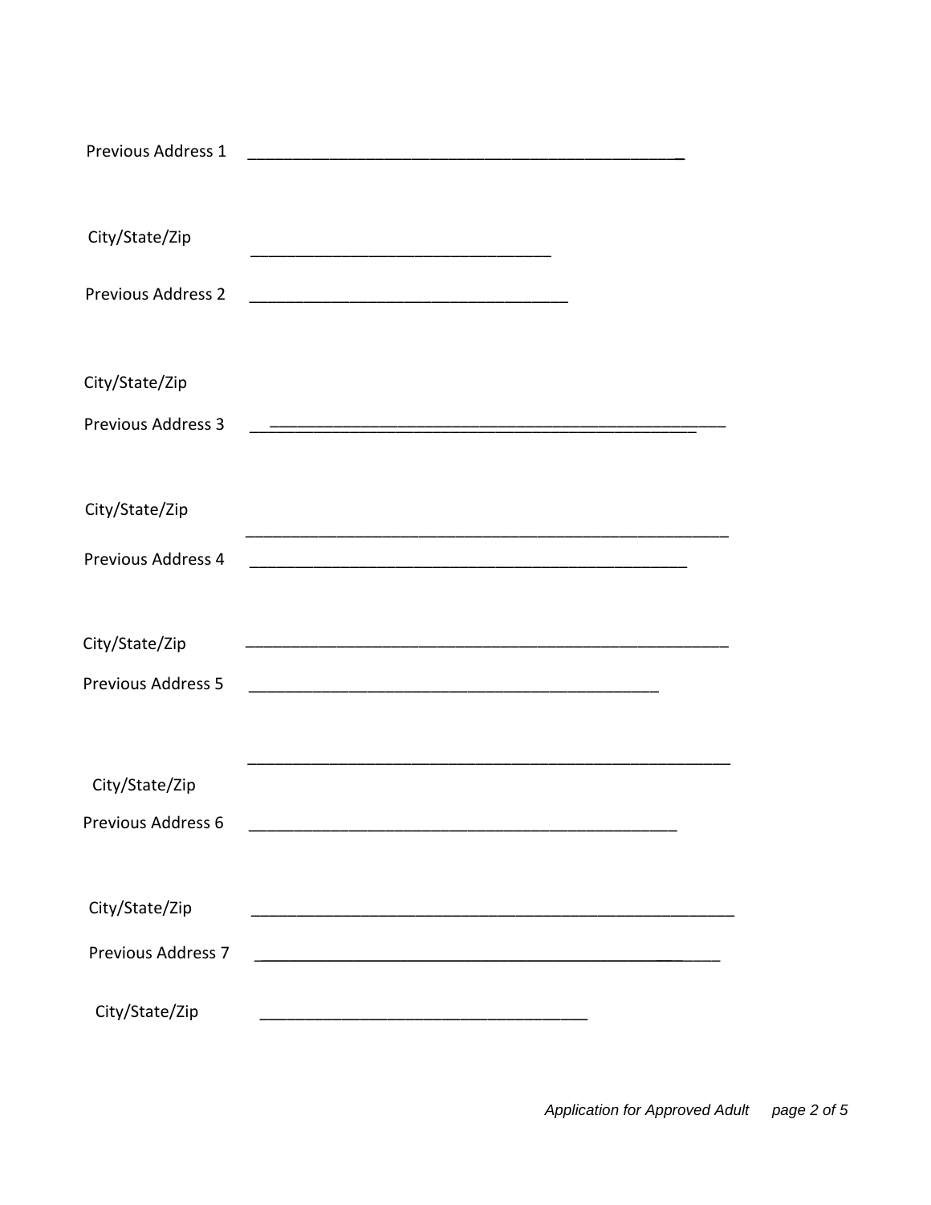Previous Address 1 ________________________________________________

City/State/Zip ________________________________

Previous Address 2 __________________________________

City/State/Zip

Previous Address 3 ________________________________________________

City/State/Zip ____________________________________________________

Previous Address 4 ______________________________________________

City/State/Zip ____________________________________________________

Previous Address 5 _____________________________________________

____________________________________________________

City/State/Zip

Previous Address 6 _____________________________________________

City/State/Zip ____________________________________________________

Previous Address 7 ________________________________________________

City/State/Zip ___________________________________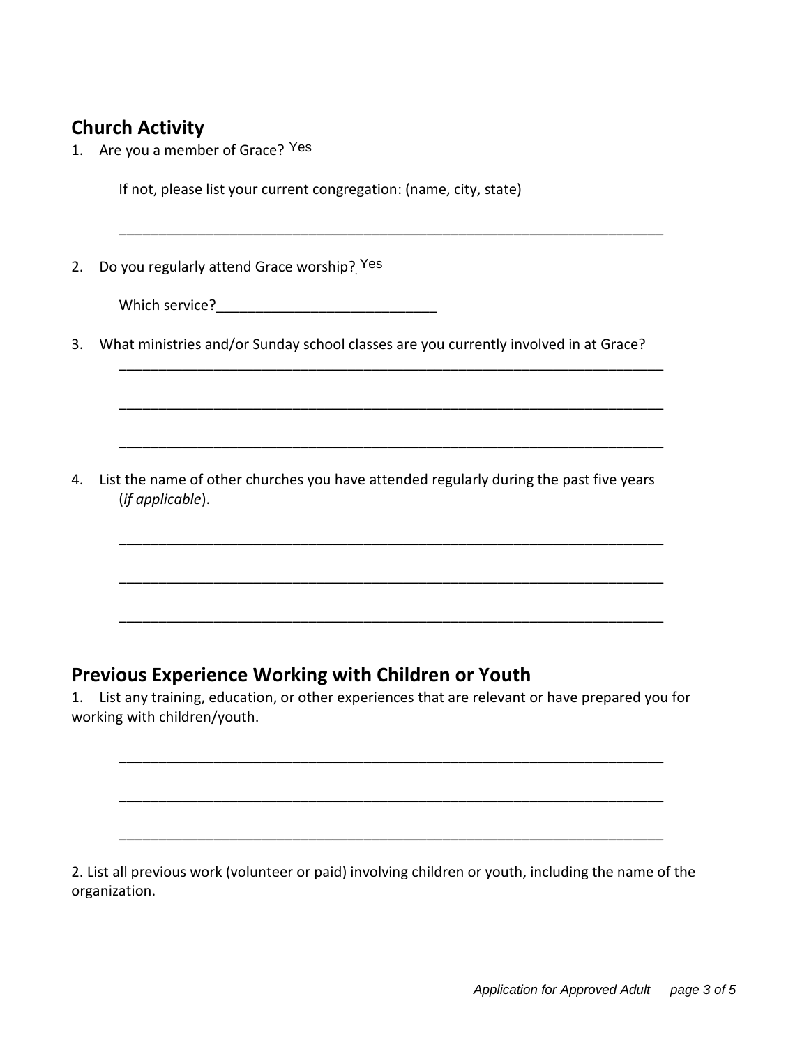## Church Activity

1. Are you a member of Grace? Yes

   If not, please list your current congregation: (name, city, state)

   ______________________________________________________________________

2. Do you regularly attend Grace worship? Yes

   Which service?___________________________

3. What ministries and/or Sunday school classes are you currently involved in at Grace?

   ______________________________________________________________________

   ______________________________________________________________________

   ______________________________________________________________________

4. List the name of other churches you have attended regularly during the past five years (*if applicable*).

   ______________________________________________________________________

   ______________________________________________________________________

   ______________________________________________________________________

## Previous Experience Working with Children or Youth

1. List any training, education, or other experiences that are relevant or have prepared you for working with children/youth.

   ______________________________________________________________________

   ______________________________________________________________________

   ______________________________________________________________________

2. List all previous work (volunteer or paid) involving children or youth, including the name of the organization.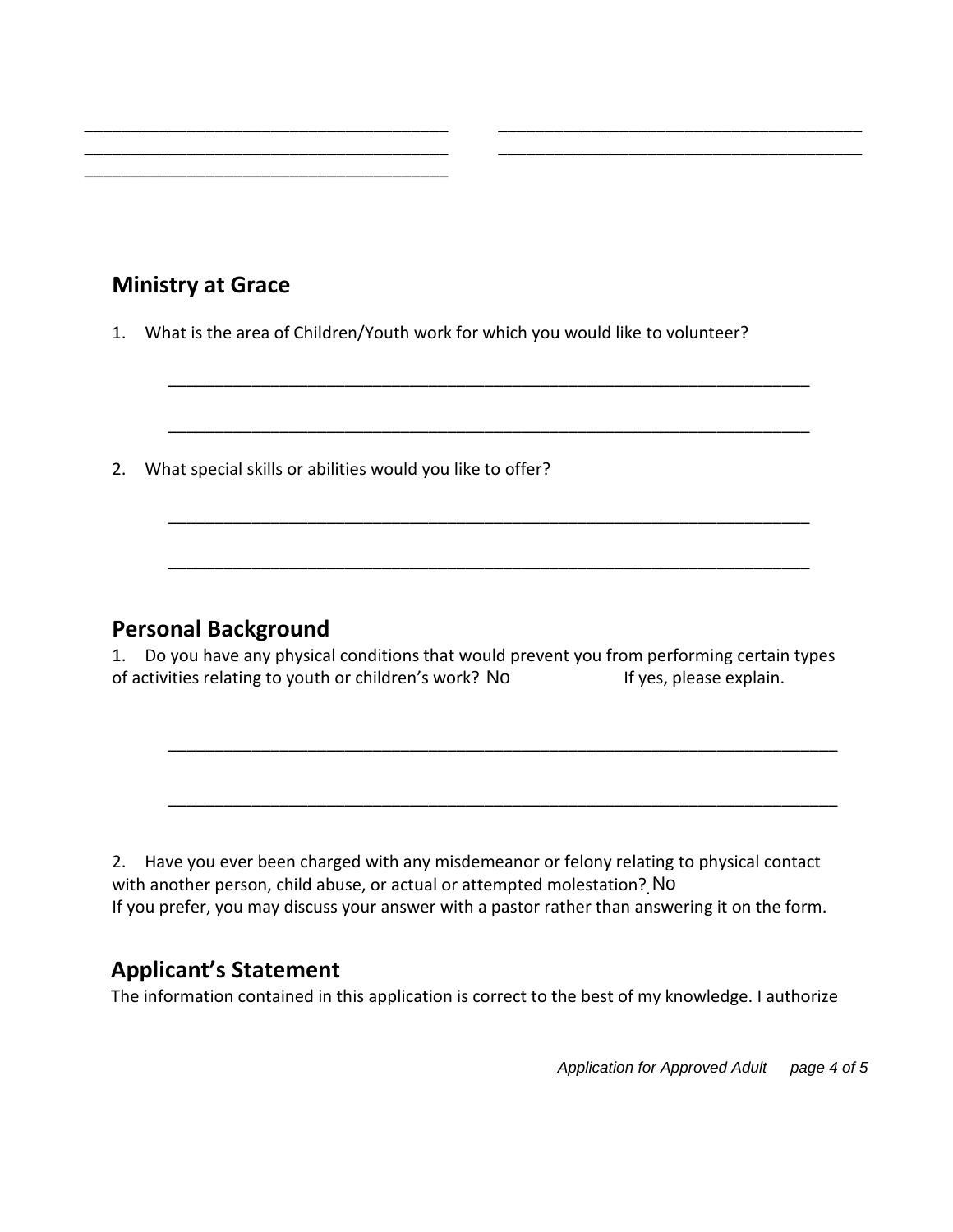_____________________________________ _____________________________________
_____________________________________ _____________________________________
_____________________________________

## Ministry at Grace

1. What is the area of Children/Youth work for which you would like to volunteer?

   ____________________________________________________________________

   ____________________________________________________________________

2. What special skills or abilities would you like to offer?

   ____________________________________________________________________

   ____________________________________________________________________

## Personal Background

1. Do you have any physical conditions that would prevent you from performing certain types of activities relating to youth or children's work? No If yes, please explain.

   ____________________________________________________________________

   ____________________________________________________________________

2. Have you ever been charged with any misdemeanor or felony relating to physical contact with another person, child abuse, or actual or attempted molestation? No
If you prefer, you may discuss your answer with a pastor rather than answering it on the form.

## Applicant's Statement

The information contained in this application is correct to the best of my knowledge. I authorize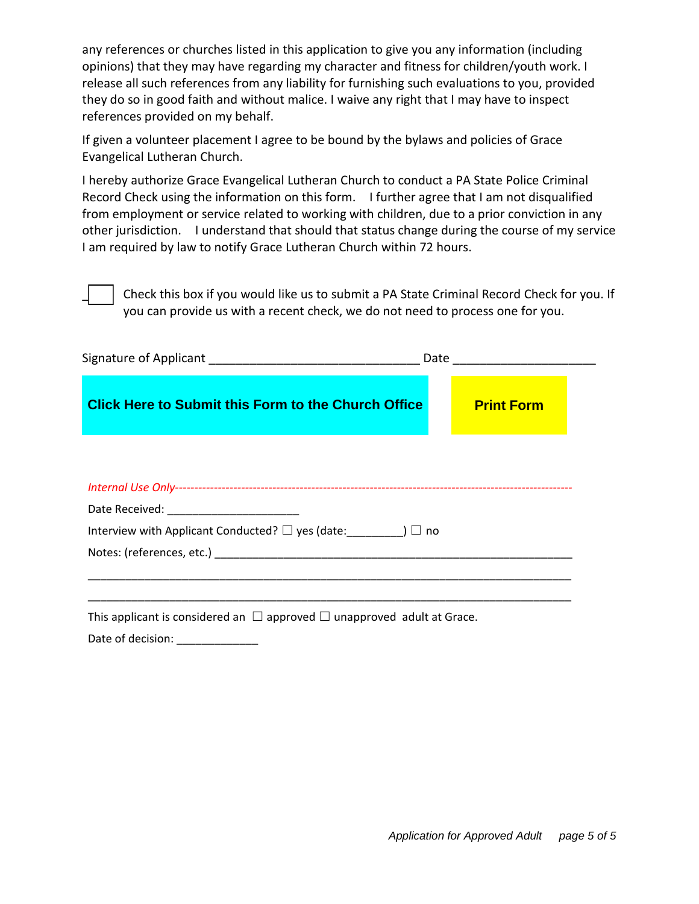any references or churches listed in this application to give you any information (including opinions) that they may have regarding my character and fitness for children/youth work. I release all such references from any liability for furnishing such evaluations to you, provided they do so in good faith and without malice. I waive any right that I may have to inspect references provided on my behalf.

If given a volunteer placement I agree to be bound by the bylaws and policies of Grace Evangelical Lutheran Church.

I hereby authorize Grace Evangelical Lutheran Church to conduct a PA State Police Criminal Record Check using the information on this form. I further agree that I am not disqualified from employment or service related to working with children, due to a prior conviction in any other jurisdiction. I understand that should that status change during the course of my service I am required by law to notify Grace Lutheran Church within 72 hours.

☐ Check this box if you would like us to submit a PA State Criminal Record Check for you. If you can provide us with a recent check, we do not need to process one for you.

Signature of Applicant ________________________________ Date ____________________

**Click Here to Submit this Form to the Church Office**

**Print Form**

*Internal Use Only*----------------------------------------------------------------------------------------------------

Date Received: ____________________

Interview with Applicant Conducted? ☐ yes (date:_________) ☐ no

Notes: (references, etc.) ______________________________________________________

__________________________________________________________________________

__________________________________________________________________________

This applicant is considered an ☐ approved ☐ unapproved adult at Grace.

Date of decision: _____________